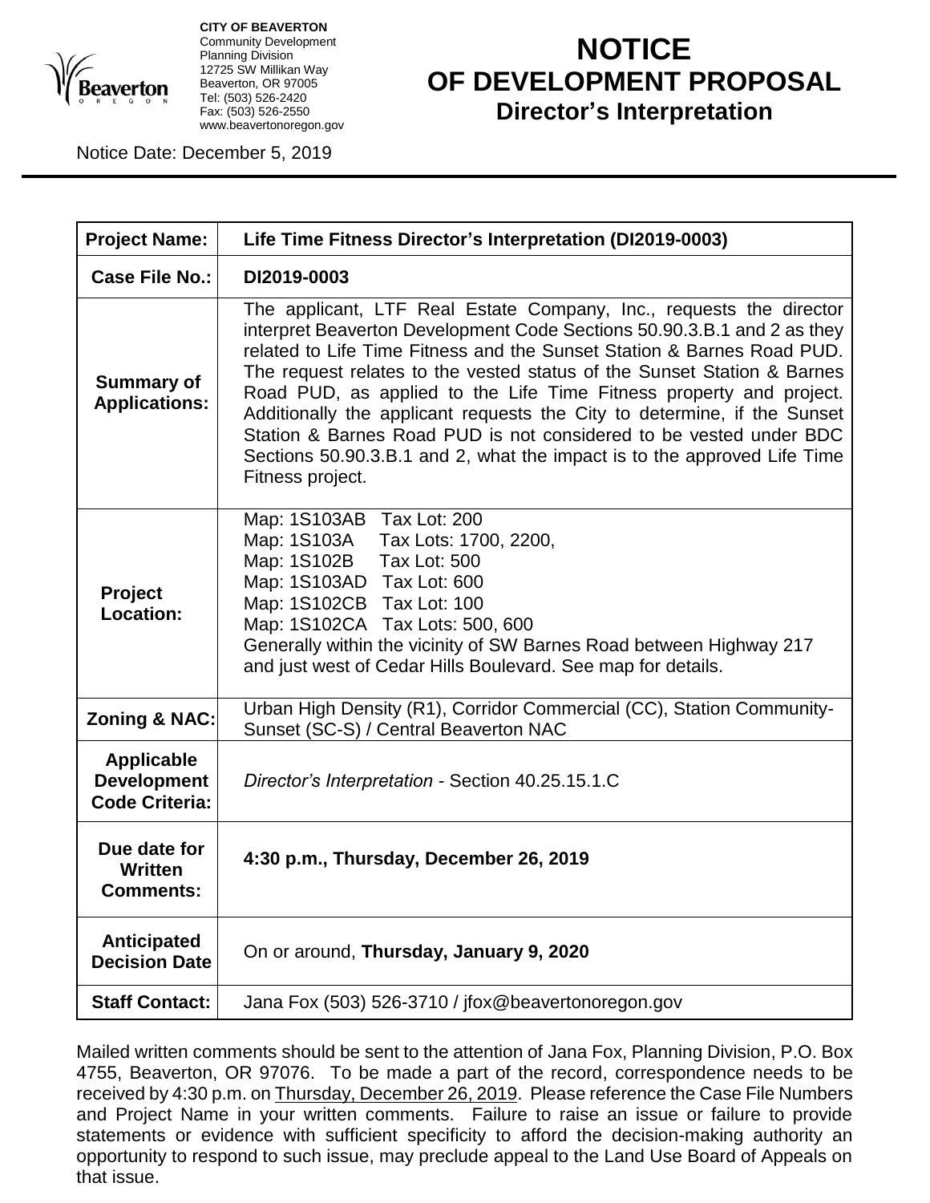**CITY OF BEAVERTON**
Community Development
Planning Division
12725 SW Millikan Way
Beaverton, OR 97005
Tel: (503) 526-2420
Fax: (503) 526-2550
www.beavertonoregon.gov

# NOTICE OF DEVELOPMENT PROPOSAL

## Director's Interpretation

Notice Date: December 5, 2019

| | |
|---|---|
| **Project Name:** | **Life Time Fitness Director's Interpretation (DI2019-0003)** |
| **Case File No.:** | **DI2019-0003** |
| **Summary of Applications:** | The applicant, LTF Real Estate Company, Inc., requests the director interpret Beaverton Development Code Sections 50.90.3.B.1 and 2 as they related to Life Time Fitness and the Sunset Station & Barnes Road PUD. The request relates to the vested status of the Sunset Station & Barnes Road PUD, as applied to the Life Time Fitness property and project. Additionally the applicant requests the City to determine, if the Sunset Station & Barnes Road PUD is not considered to be vested under BDC Sections 50.90.3.B.1 and 2, what the impact is to the approved Life Time Fitness project. |
| **Project Location:** | Map: 1S103AB Tax Lot: 200<br>Map: 1S103A Tax Lots: 1700, 2200,<br>Map: 1S102B Tax Lot: 500<br>Map: 1S103AD Tax Lot: 600<br>Map: 1S102CB Tax Lot: 100<br>Map: 1S102CA Tax Lots: 500, 600<br>Generally within the vicinity of SW Barnes Road between Highway 217 and just west of Cedar Hills Boulevard. See map for details. |
| **Zoning & NAC:** | Urban High Density (R1), Corridor Commercial (CC), Station Community-Sunset (SC-S) / Central Beaverton NAC |
| **Applicable Development Code Criteria:** | *Director's Interpretation* - Section 40.25.15.1.C |
| **Due date for Written Comments:** | **4:30 p.m., Thursday, December 26, 2019** |
| **Anticipated Decision Date** | On or around, **Thursday, January 9, 2020** |
| **Staff Contact:** | Jana Fox (503) 526-3710 / jfox@beavertonoregon.gov |

Mailed written comments should be sent to the attention of Jana Fox, Planning Division, P.O. Box 4755, Beaverton, OR 97076. To be made a part of the record, correspondence needs to be received by 4:30 p.m. on Thursday, December 26, 2019. Please reference the Case File Numbers and Project Name in your written comments. Failure to raise an issue or failure to provide statements or evidence with sufficient specificity to afford the decision-making authority an opportunity to respond to such issue, may preclude appeal to the Land Use Board of Appeals on that issue.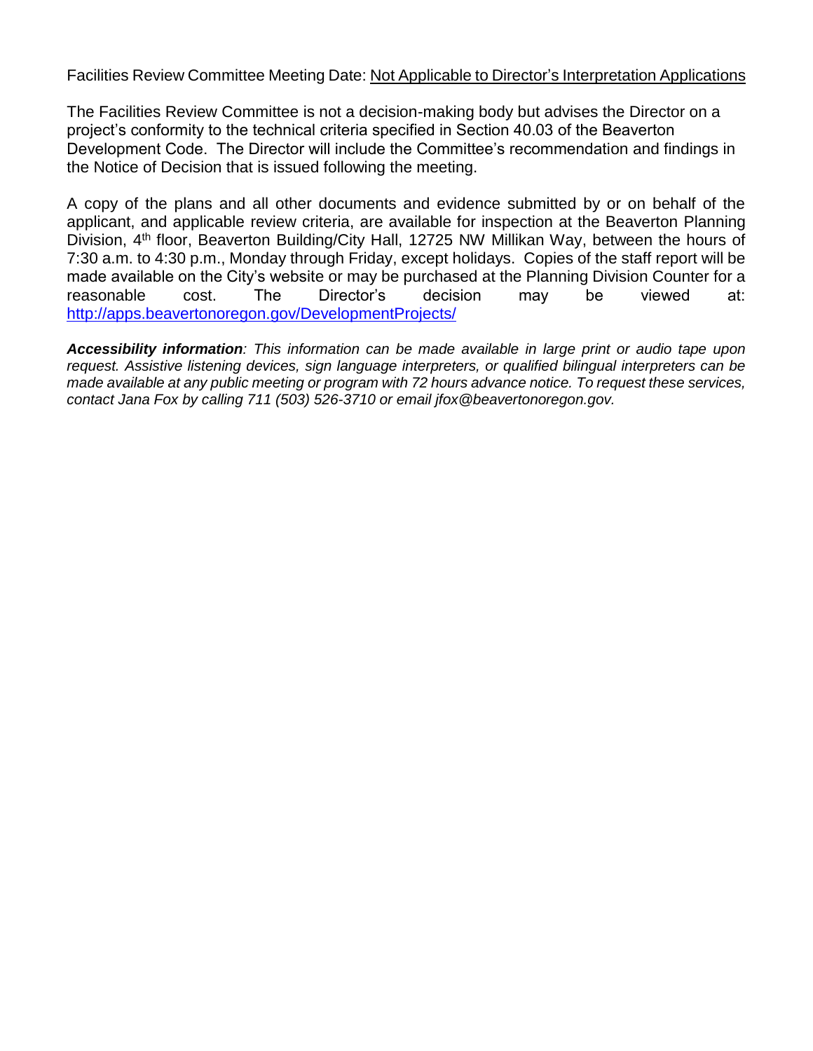Facilities Review Committee Meeting Date: Not Applicable to Director's Interpretation Applications

The Facilities Review Committee is not a decision-making body but advises the Director on a project's conformity to the technical criteria specified in Section 40.03 of the Beaverton Development Code. The Director will include the Committee's recommendation and findings in the Notice of Decision that is issued following the meeting.

A copy of the plans and all other documents and evidence submitted by or on behalf of the applicant, and applicable review criteria, are available for inspection at the Beaverton Planning Division, 4th floor, Beaverton Building/City Hall, 12725 NW Millikan Way, between the hours of 7:30 a.m. to 4:30 p.m., Monday through Friday, except holidays. Copies of the staff report will be made available on the City's website or may be purchased at the Planning Division Counter for a reasonable cost. The Director's decision may be viewed at: http://apps.beavertonoregon.gov/DevelopmentProjects/

***Accessibility information****: This information can be made available in large print or audio tape upon request. Assistive listening devices, sign language interpreters, or qualified bilingual interpreters can be made available at any public meeting or program with 72 hours advance notice. To request these services, contact Jana Fox by calling 711 (503) 526-3710 or email jfox@beavertonoregon.gov.*